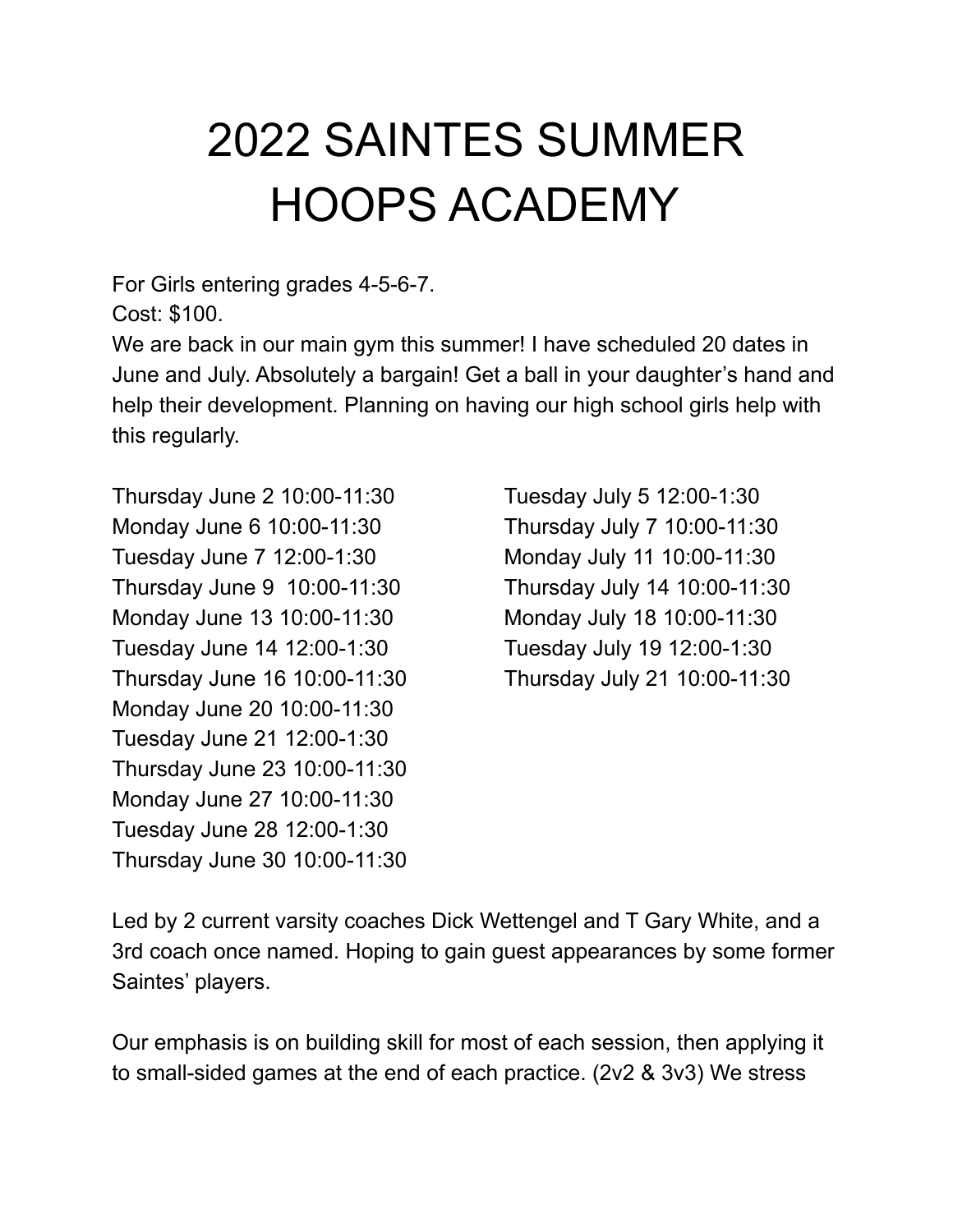# 2022 SAINTES SUMMER HOOPS ACADEMY

For Girls entering grades 4-5-6-7.
Cost: $100.
We are back in our main gym this summer! I have scheduled 20 dates in June and July. Absolutely a bargain! Get a ball in your daughter's hand and help their development. Planning on having our high school girls help with this regularly.

Thursday June 2 10:00-11:30
Monday June 6 10:00-11:30
Tuesday June 7 12:00-1:30
Thursday June 9 10:00-11:30
Monday June 13 10:00-11:30
Tuesday June 14 12:00-1:30
Thursday June 16 10:00-11:30
Monday June 20 10:00-11:30
Tuesday June 21 12:00-1:30
Thursday June 23 10:00-11:30
Monday June 27 10:00-11:30
Tuesday June 28 12:00-1:30
Thursday June 30 10:00-11:30
Tuesday July 5 12:00-1:30
Thursday July 7 10:00-11:30
Monday July 11 10:00-11:30
Thursday July 14 10:00-11:30
Monday July 18 10:00-11:30
Tuesday July 19 12:00-1:30
Thursday July 21 10:00-11:30

Led by 2 current varsity coaches Dick Wettengel and T Gary White, and a 3rd coach once named. Hoping to gain guest appearances by some former Saintes' players.

Our emphasis is on building skill for most of each session, then applying it to small-sided games at the end of each practice. (2v2 & 3v3) We stress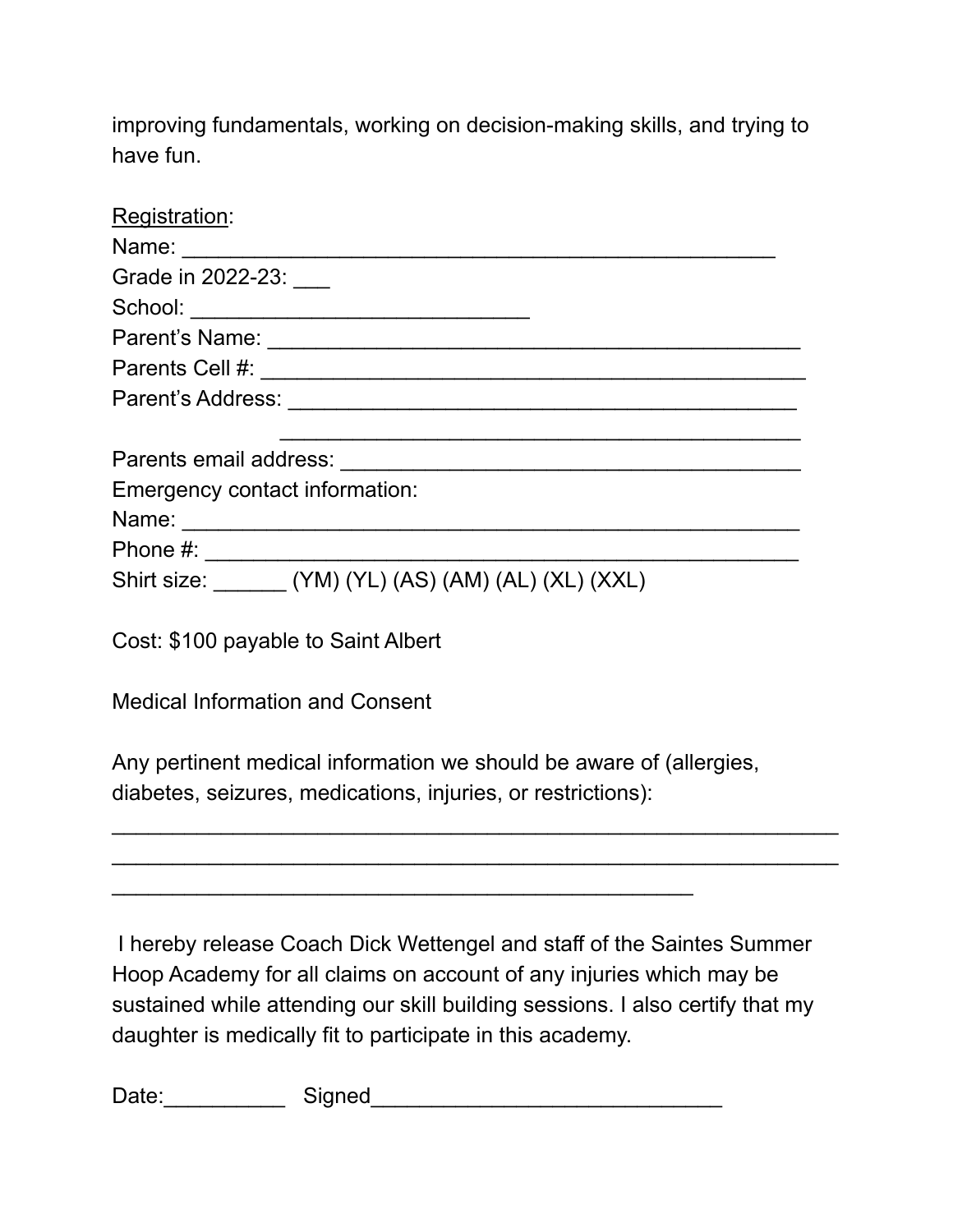improving fundamentals, working on decision-making skills, and trying to have fun.

<u>Registration</u>:
Name: ___________________________________________________
Grade in 2022-23: ___
School: ____________________________
Parent's Name: ___________________________________________
Parents Cell #: ___________________________________________
Parent's Address: _________________________________________
_____________________________________________
Parents email address: _______________________________________
Emergency contact information:
Name: ____________________________________________________
Phone #: __________________________________________________
Shirt size: ______ (YM) (YL) (AS) (AM) (AL) (XL) (XXL)

Cost: $100 payable to Saint Albert

Medical Information and Consent

Any pertinent medical information we should be aware of (allergies, diabetes, seizures, medications, injuries, or restrictions):
______________________________________________________________
______________________________________________________________
__________________________________________________

I hereby release Coach Dick Wettengel and staff of the Saintes Summer Hoop Academy for all claims on account of any injuries which may be sustained while attending our skill building sessions. I also certify that my daughter is medically fit to participate in this academy.

Date:__________ Signed_____________________________